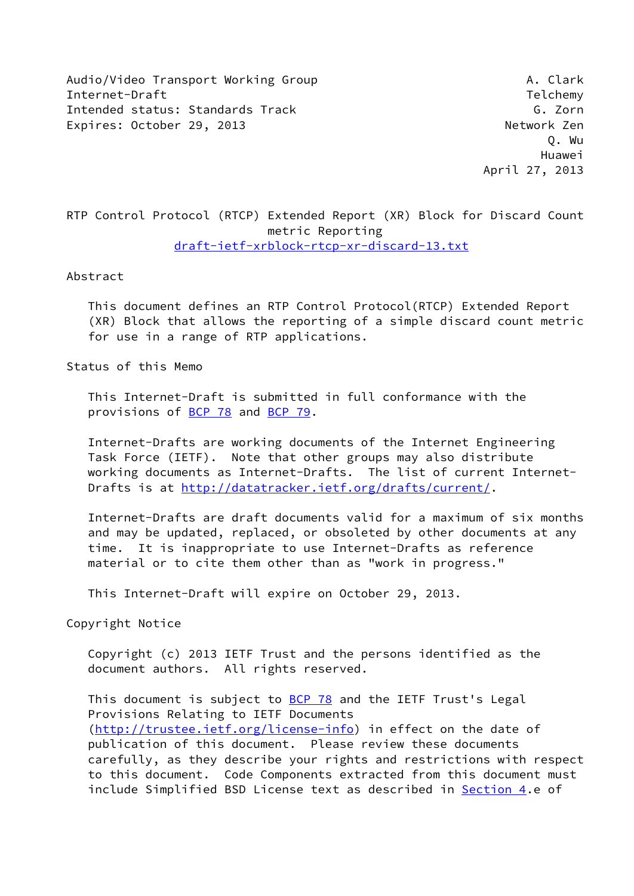Audio/Video Transport Working Group — A. Clark, Telchemy
Internet-Draft — G. Zorn, Network Zen
Intended status: Standards Track — Q. Wu, Huawei
Expires: October 29, 2013 — April 27, 2013

# RTP Control Protocol (RTCP) Extended Report (XR) Block for Discard Count metric Reporting

draft-ietf-xrblock-rtcp-xr-discard-13.txt

## Abstract

This document defines an RTP Control Protocol(RTCP) Extended Report (XR) Block that allows the reporting of a simple discard count metric for use in a range of RTP applications.

## Status of this Memo

This Internet-Draft is submitted in full conformance with the provisions of BCP 78 and BCP 79.

Internet-Drafts are working documents of the Internet Engineering Task Force (IETF). Note that other groups may also distribute working documents as Internet-Drafts. The list of current Internet-Drafts is at http://datatracker.ietf.org/drafts/current/.

Internet-Drafts are draft documents valid for a maximum of six months and may be updated, replaced, or obsoleted by other documents at any time. It is inappropriate to use Internet-Drafts as reference material or to cite them other than as "work in progress."

This Internet-Draft will expire on October 29, 2013.

## Copyright Notice

Copyright (c) 2013 IETF Trust and the persons identified as the document authors. All rights reserved.

This document is subject to BCP 78 and the IETF Trust's Legal Provisions Relating to IETF Documents (http://trustee.ietf.org/license-info) in effect on the date of publication of this document. Please review these documents carefully, as they describe your rights and restrictions with respect to this document. Code Components extracted from this document must include Simplified BSD License text as described in Section 4.e of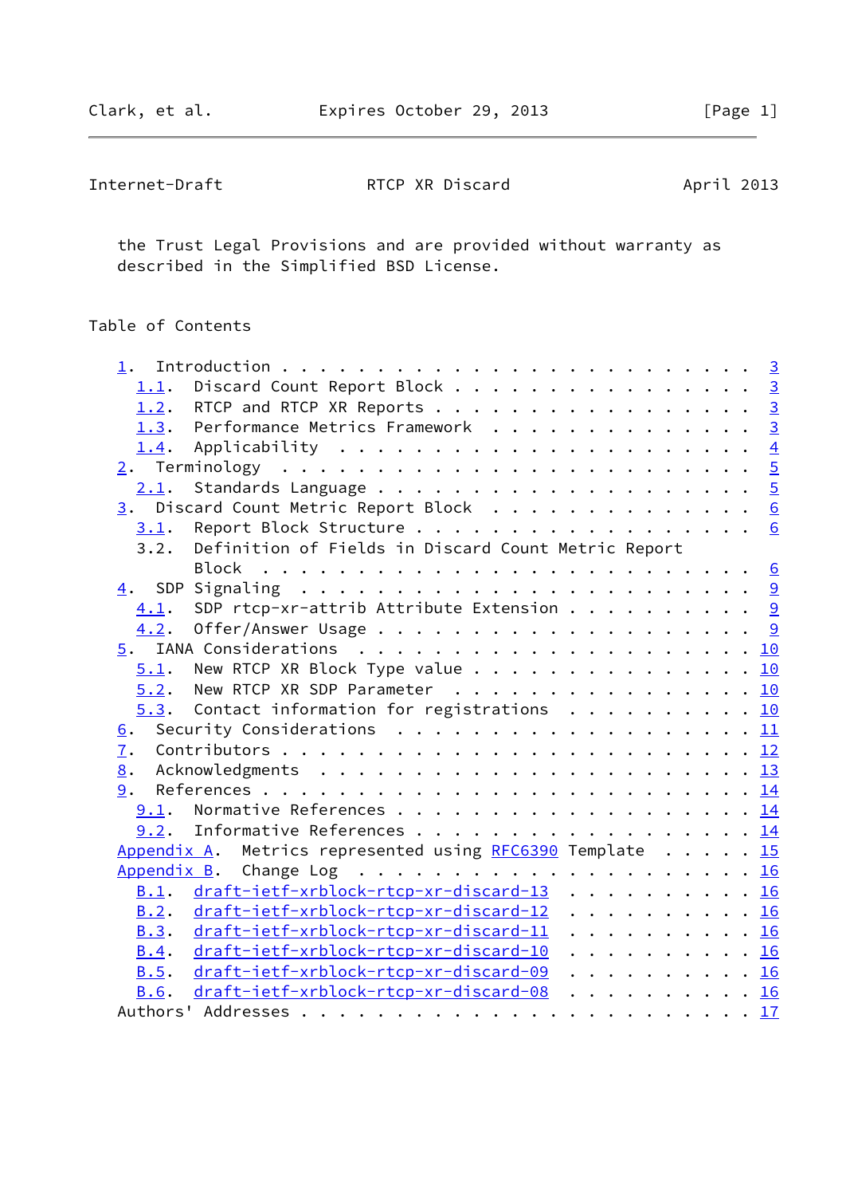the Trust Legal Provisions and are provided without warranty as described in the Simplified BSD License.

Table of Contents

```
   1.  Introduction . . . . . . . . . . . . . . . . . . . . . . . .   3
     1.1.  Discard Count Report Block . . . . . . . . . . . . . . .   3
     1.2.  RTCP and RTCP XR Reports . . . . . . . . . . . . . . . .   3
     1.3.  Performance Metrics Framework  . . . . . . . . . . . . .   3
     1.4.  Applicability  . . . . . . . . . . . . . . . . . . . . .   4
   2.  Terminology  . . . . . . . . . . . . . . . . . . . . . . . .   5
     2.1.  Standards Language . . . . . . . . . . . . . . . . . . .   5
   3.  Discard Count Metric Report Block  . . . . . . . . . . . . .   6
     3.1.  Report Block Structure . . . . . . . . . . . . . . . . .   6
     3.2.  Definition of Fields in Discard Count Metric Report
           Block  . . . . . . . . . . . . . . . . . . . . . . . . .   6
   4.  SDP Signaling  . . . . . . . . . . . . . . . . . . . . . . .   9
     4.1.  SDP rtcp-xr-attrib Attribute Extension . . . . . . . . .   9
     4.2.  Offer/Answer Usage . . . . . . . . . . . . . . . . . . .   9
   5.  IANA Considerations  . . . . . . . . . . . . . . . . . . . .  10
     5.1.  New RTCP XR Block Type value . . . . . . . . . . . . . .  10
     5.2.  New RTCP XR SDP Parameter  . . . . . . . . . . . . . . .  10
     5.3.  Contact information for registrations  . . . . . . . . .  10
   6.  Security Considerations  . . . . . . . . . . . . . . . . . .  11
   7.  Contributors . . . . . . . . . . . . . . . . . . . . . . . .  12
   8.  Acknowledgments  . . . . . . . . . . . . . . . . . . . . . .  13
   9.  References . . . . . . . . . . . . . . . . . . . . . . . . .  14
     9.1.  Normative References . . . . . . . . . . . . . . . . . .  14
     9.2.  Informative References . . . . . . . . . . . . . . . . .  14
   Appendix A.  Metrics represented using RFC6390 Template  . . . . .  15
   Appendix B.  Change Log  . . . . . . . . . . . . . . . . . . . .  16
     B.1.  draft-ietf-xrblock-rtcp-xr-discard-13  . . . . . . . . .  16
     B.2.  draft-ietf-xrblock-rtcp-xr-discard-12  . . . . . . . . .  16
     B.3.  draft-ietf-xrblock-rtcp-xr-discard-11  . . . . . . . . .  16
     B.4.  draft-ietf-xrblock-rtcp-xr-discard-10  . . . . . . . . .  16
     B.5.  draft-ietf-xrblock-rtcp-xr-discard-09  . . . . . . . . .  16
     B.6.  draft-ietf-xrblock-rtcp-xr-discard-08  . . . . . . . . .  16
   Authors' Addresses . . . . . . . . . . . . . . . . . . . . . . .  17
```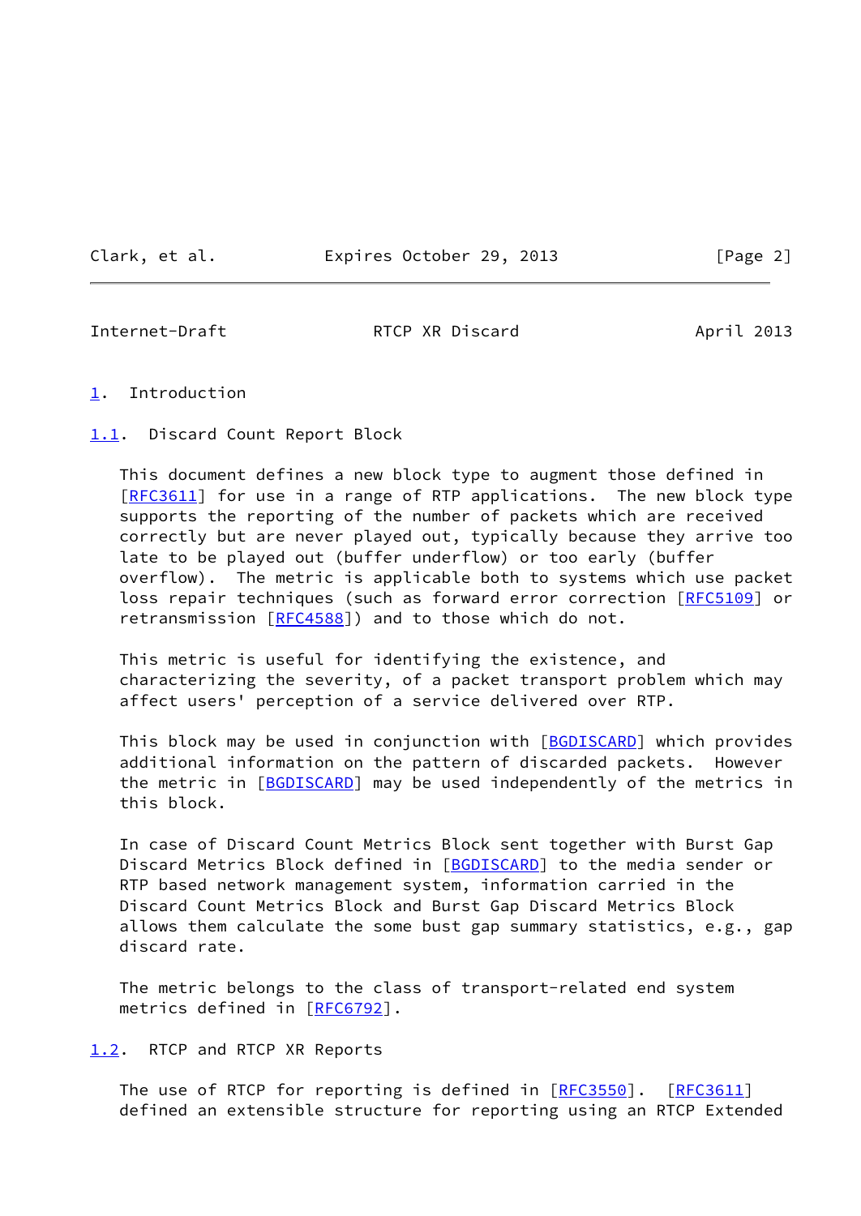# 1. Introduction

## 1.1. Discard Count Report Block

This document defines a new block type to augment those defined in [RFC3611] for use in a range of RTP applications. The new block type supports the reporting of the number of packets which are received correctly but are never played out, typically because they arrive too late to be played out (buffer underflow) or too early (buffer overflow). The metric is applicable both to systems which use packet loss repair techniques (such as forward error correction [RFC5109] or retransmission [RFC4588]) and to those which do not.

This metric is useful for identifying the existence, and characterizing the severity, of a packet transport problem which may affect users' perception of a service delivered over RTP.

This block may be used in conjunction with [BGDISCARD] which provides additional information on the pattern of discarded packets. However the metric in [BGDISCARD] may be used independently of the metrics in this block.

In case of Discard Count Metrics Block sent together with Burst Gap Discard Metrics Block defined in [BGDISCARD] to the media sender or RTP based network management system, information carried in the Discard Count Metrics Block and Burst Gap Discard Metrics Block allows them calculate the some bust gap summary statistics, e.g., gap discard rate.

The metric belongs to the class of transport-related end system metrics defined in [RFC6792].

## 1.2. RTCP and RTCP XR Reports

The use of RTCP for reporting is defined in [RFC3550]. [RFC3611] defined an extensible structure for reporting using an RTCP Extended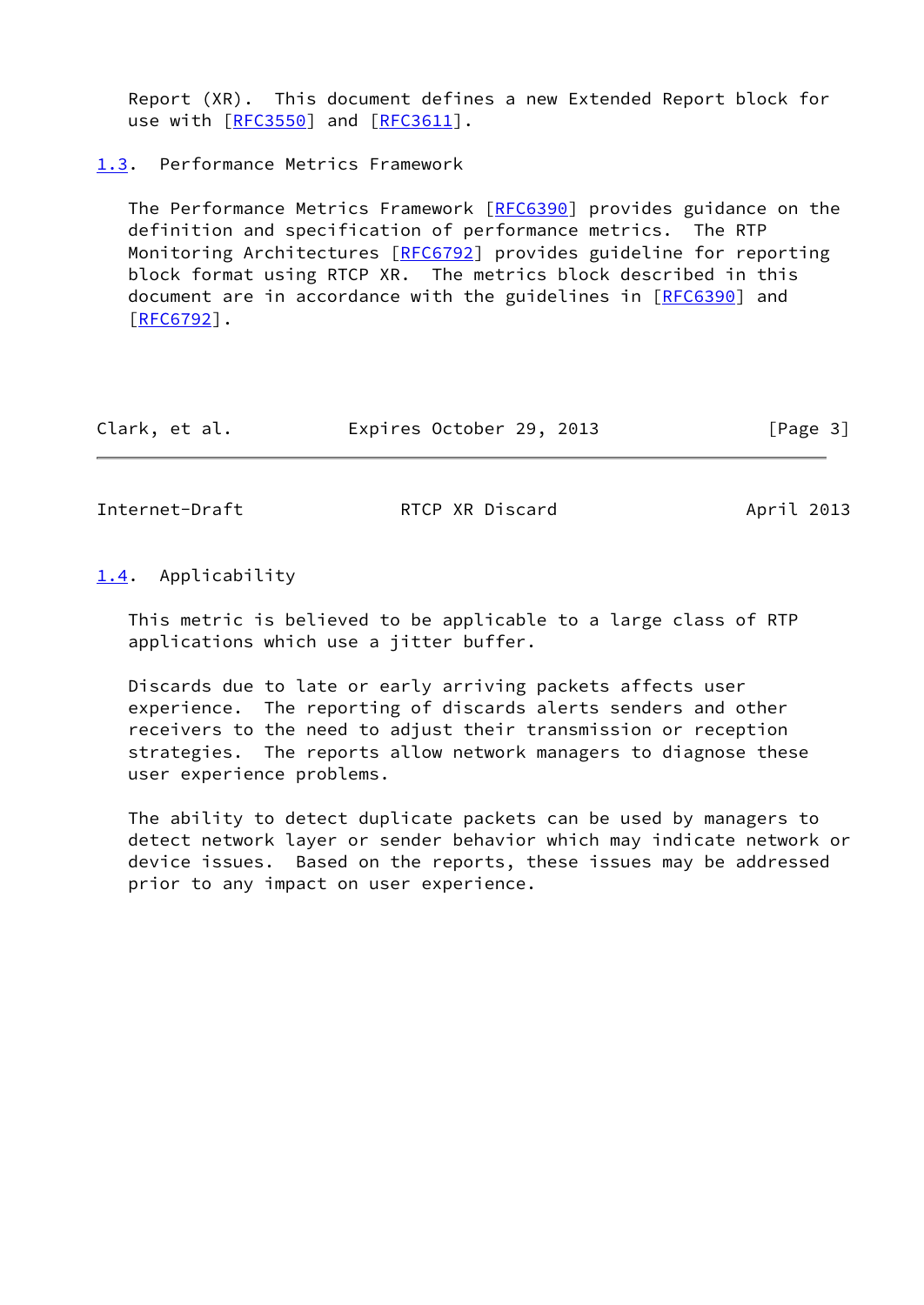Report (XR). This document defines a new Extended Report block for use with [RFC3550] and [RFC3611].

### 1.3. Performance Metrics Framework

The Performance Metrics Framework [RFC6390] provides guidance on the definition and specification of performance metrics. The RTP Monitoring Architectures [RFC6792] provides guideline for reporting block format using RTCP XR. The metrics block described in this document are in accordance with the guidelines in [RFC6390] and [RFC6792].

### 1.4. Applicability

This metric is believed to be applicable to a large class of RTP applications which use a jitter buffer.

Discards due to late or early arriving packets affects user experience. The reporting of discards alerts senders and other receivers to the need to adjust their transmission or reception strategies. The reports allow network managers to diagnose these user experience problems.

The ability to detect duplicate packets can be used by managers to detect network layer or sender behavior which may indicate network or device issues. Based on the reports, these issues may be addressed prior to any impact on user experience.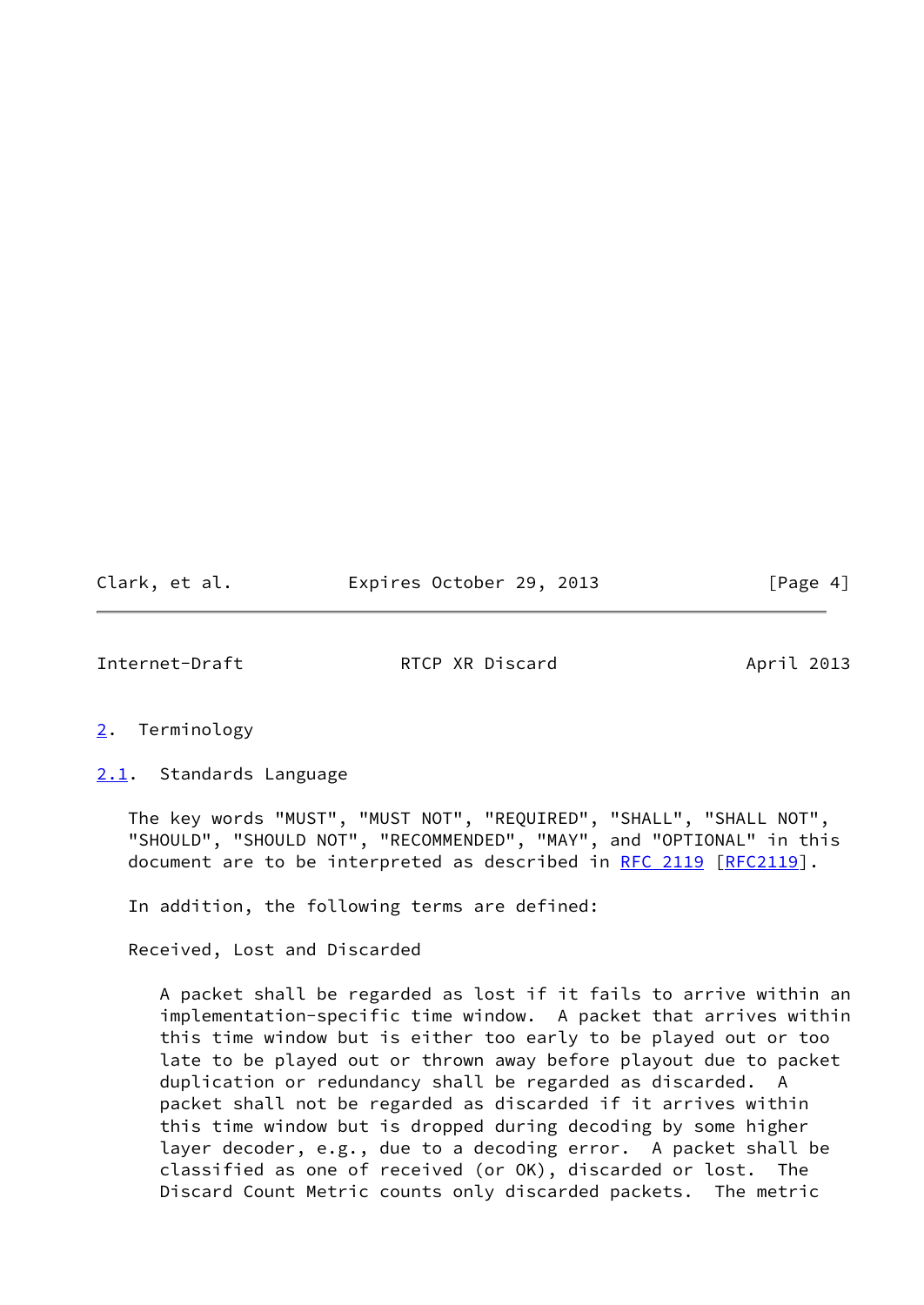## 2. Terminology

### 2.1. Standards Language

The key words "MUST", "MUST NOT", "REQUIRED", "SHALL", "SHALL NOT", "SHOULD", "SHOULD NOT", "RECOMMENDED", "MAY", and "OPTIONAL" in this document are to be interpreted as described in RFC 2119 [RFC2119].

In addition, the following terms are defined:

Received, Lost and Discarded

A packet shall be regarded as lost if it fails to arrive within an implementation-specific time window. A packet that arrives within this time window but is either too early to be played out or too late to be played out or thrown away before playout due to packet duplication or redundancy shall be regarded as discarded. A packet shall not be regarded as discarded if it arrives within this time window but is dropped during decoding by some higher layer decoder, e.g., due to a decoding error. A packet shall be classified as one of received (or OK), discarded or lost. The Discard Count Metric counts only discarded packets. The metric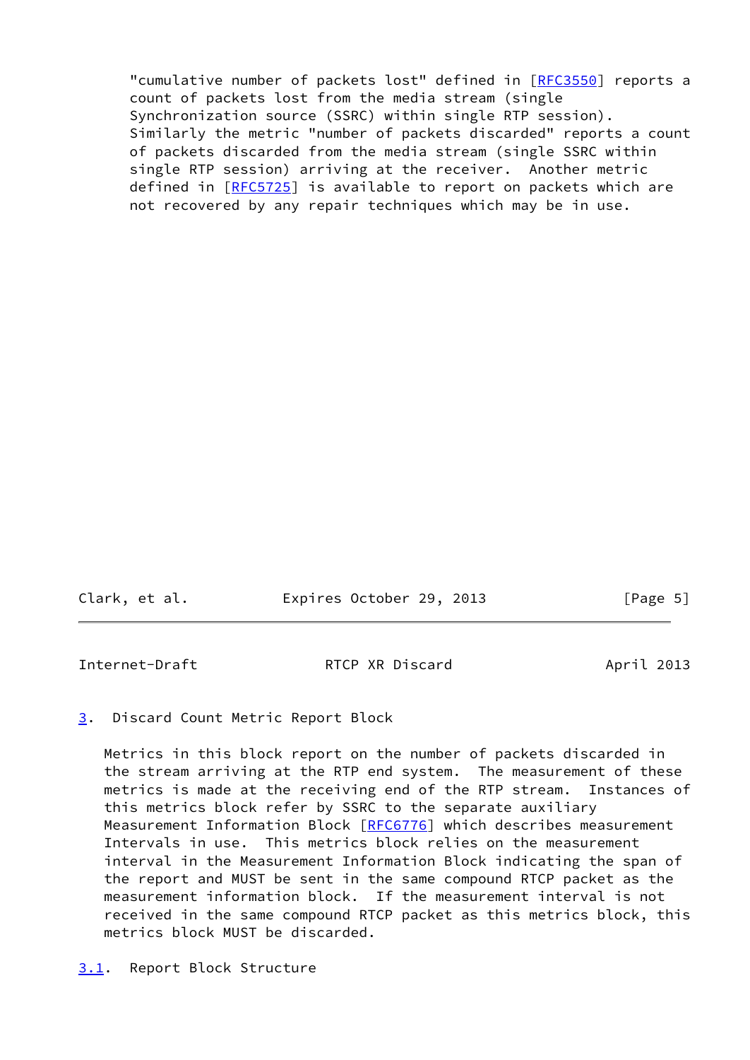"cumulative number of packets lost" defined in [RFC3550] reports a count of packets lost from the media stream (single Synchronization source (SSRC) within single RTP session). Similarly the metric "number of packets discarded" reports a count of packets discarded from the media stream (single SSRC within single RTP session) arriving at the receiver. Another metric defined in [RFC5725] is available to report on packets which are not recovered by any repair techniques which may be in use.

## 3. Discard Count Metric Report Block

Metrics in this block report on the number of packets discarded in the stream arriving at the RTP end system. The measurement of these metrics is made at the receiving end of the RTP stream. Instances of this metrics block refer by SSRC to the separate auxiliary Measurement Information Block [RFC6776] which describes measurement Intervals in use. This metrics block relies on the measurement interval in the Measurement Information Block indicating the span of the report and MUST be sent in the same compound RTCP packet as the measurement information block. If the measurement interval is not received in the same compound RTCP packet as this metrics block, this metrics block MUST be discarded.

### 3.1. Report Block Structure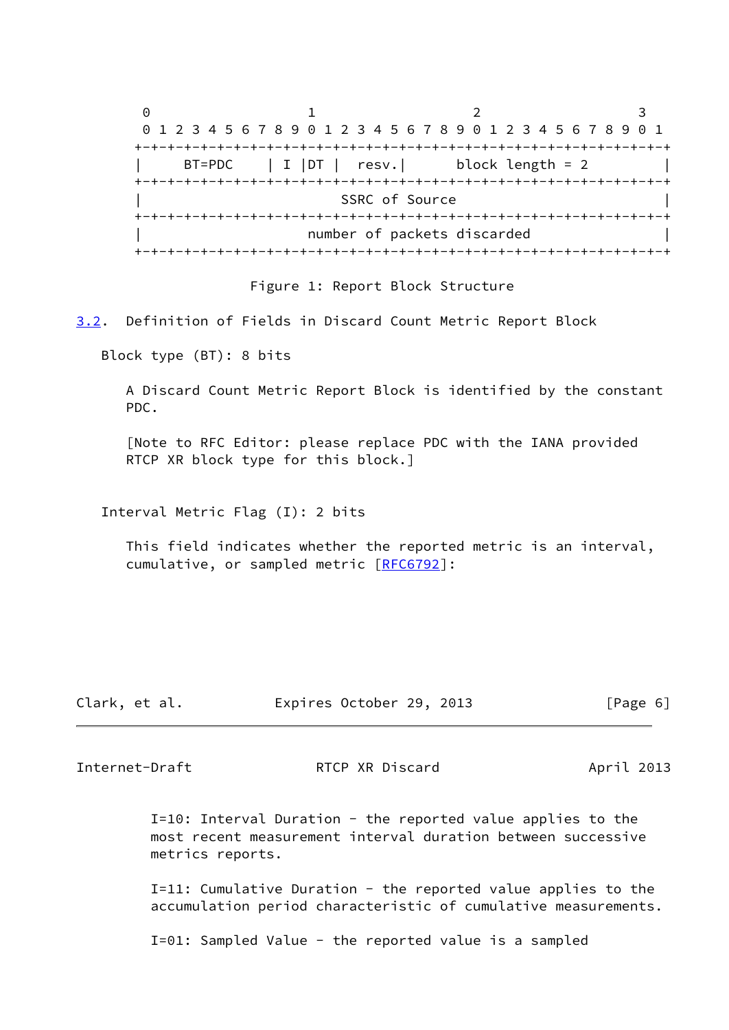```
     0                   1                   2                   3
     0 1 2 3 4 5 6 7 8 9 0 1 2 3 4 5 6 7 8 9 0 1 2 3 4 5 6 7 8 9 0 1
    +-+-+-+-+-+-+-+-+-+-+-+-+-+-+-+-+-+-+-+-+-+-+-+-+-+-+-+-+-+-+-+-+
    |     BT=PDC    | I |DT |  resv.|      block length = 2         |
    +-+-+-+-+-+-+-+-+-+-+-+-+-+-+-+-+-+-+-+-+-+-+-+-+-+-+-+-+-+-+-+-+
    |                        SSRC of Source                         |
    +-+-+-+-+-+-+-+-+-+-+-+-+-+-+-+-+-+-+-+-+-+-+-+-+-+-+-+-+-+-+-+-+
    |                   number of packets discarded                 |
    +-+-+-+-+-+-+-+-+-+-+-+-+-+-+-+-+-+-+-+-+-+-+-+-+-+-+-+-+-+-+-+-+
```

Figure 1: Report Block Structure

### 3.2. Definition of Fields in Discard Count Metric Report Block

Block type (BT): 8 bits

A Discard Count Metric Report Block is identified by the constant PDC.

[Note to RFC Editor: please replace PDC with the IANA provided RTCP XR block type for this block.]

Interval Metric Flag (I): 2 bits

This field indicates whether the reported metric is an interval, cumulative, or sampled metric [RFC6792]:

I=10: Interval Duration - the reported value applies to the most recent measurement interval duration between successive metrics reports.

I=11: Cumulative Duration - the reported value applies to the accumulation period characteristic of cumulative measurements.

I=01: Sampled Value - the reported value is a sampled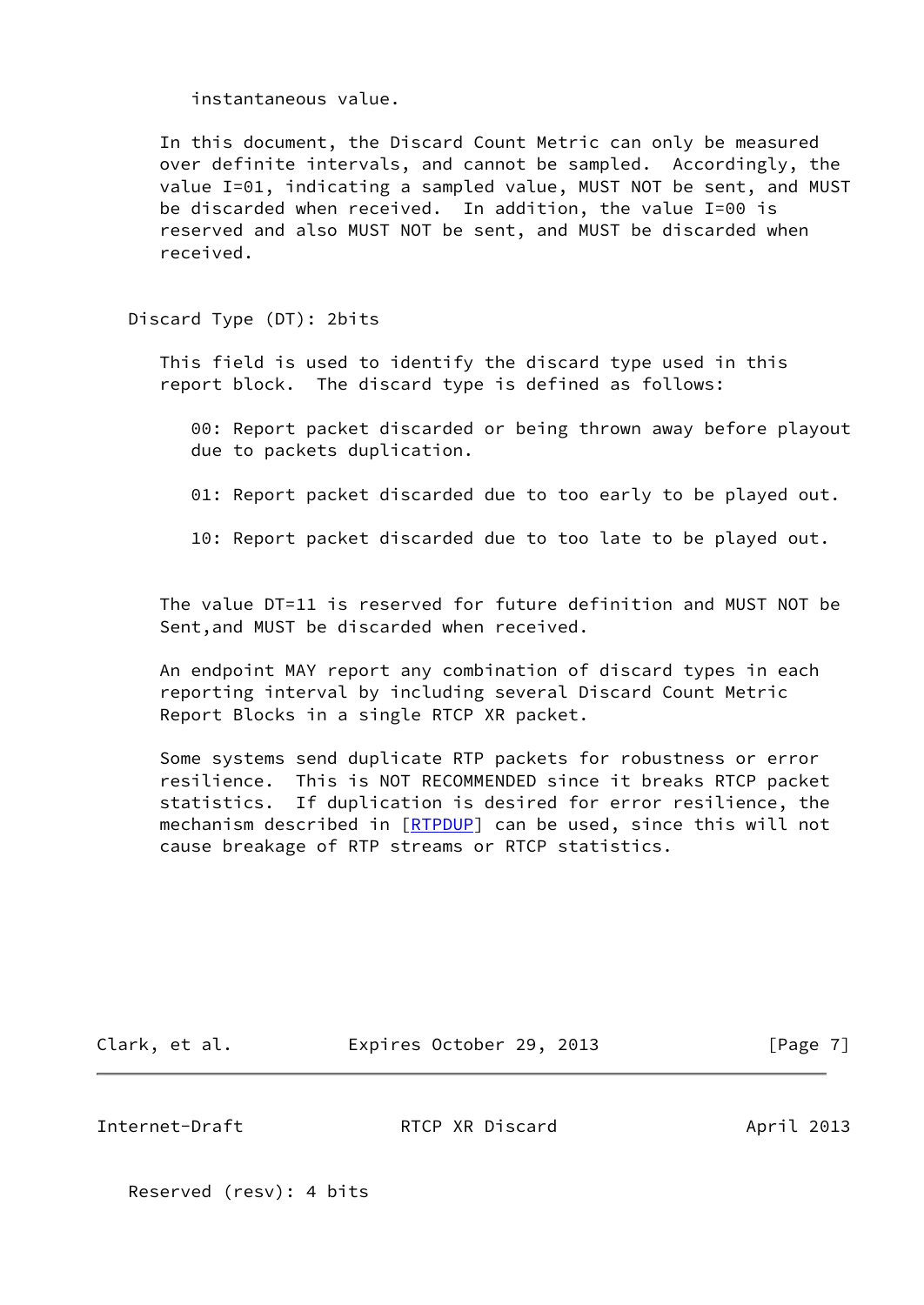instantaneous value.

In this document, the Discard Count Metric can only be measured over definite intervals, and cannot be sampled. Accordingly, the value I=01, indicating a sampled value, MUST NOT be sent, and MUST be discarded when received. In addition, the value I=00 is reserved and also MUST NOT be sent, and MUST be discarded when received.

Discard Type (DT): 2bits

This field is used to identify the discard type used in this report block. The discard type is defined as follows:

00: Report packet discarded or being thrown away before playout due to packets duplication.

01: Report packet discarded due to too early to be played out.

10: Report packet discarded due to too late to be played out.

The value DT=11 is reserved for future definition and MUST NOT be Sent,and MUST be discarded when received.

An endpoint MAY report any combination of discard types in each reporting interval by including several Discard Count Metric Report Blocks in a single RTCP XR packet.

Some systems send duplicate RTP packets for robustness or error resilience. This is NOT RECOMMENDED since it breaks RTCP packet statistics. If duplication is desired for error resilience, the mechanism described in [RTPDUP] can be used, since this will not cause breakage of RTP streams or RTCP statistics.

Reserved (resv): 4 bits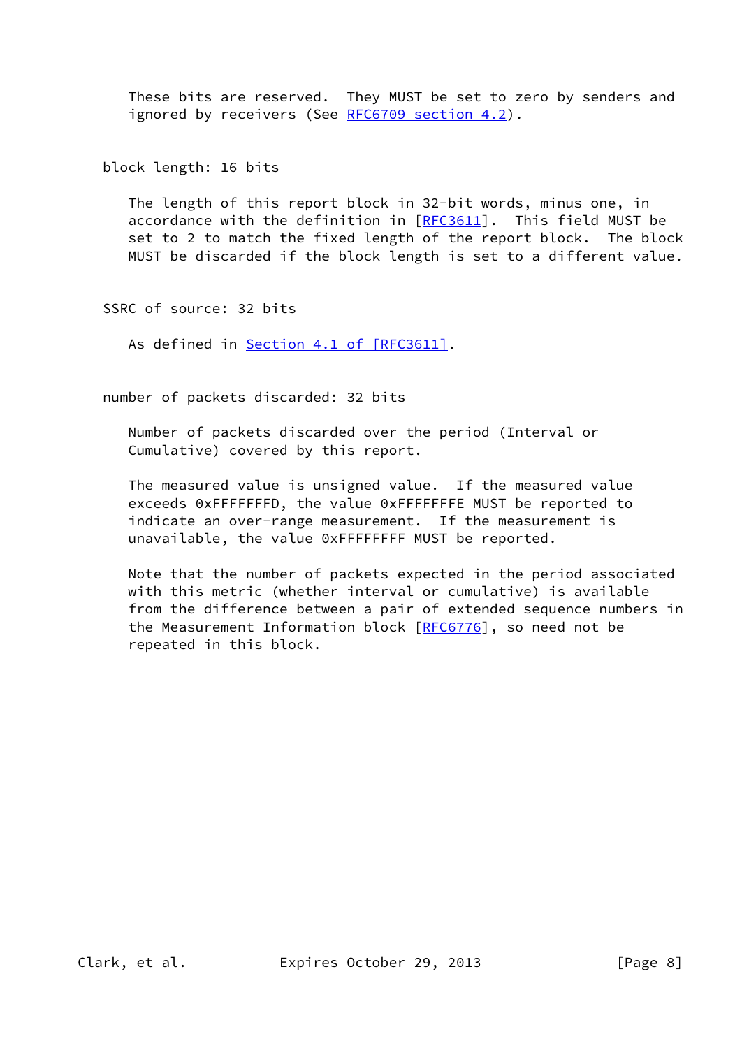These bits are reserved. They MUST be set to zero by senders and ignored by receivers (See RFC6709 section 4.2).

block length: 16 bits

The length of this report block in 32-bit words, minus one, in accordance with the definition in [RFC3611]. This field MUST be set to 2 to match the fixed length of the report block. The block MUST be discarded if the block length is set to a different value.

SSRC of source: 32 bits

As defined in Section 4.1 of [RFC3611].

number of packets discarded: 32 bits

Number of packets discarded over the period (Interval or Cumulative) covered by this report.

The measured value is unsigned value. If the measured value exceeds 0xFFFFFFFD, the value 0xFFFFFFFE MUST be reported to indicate an over-range measurement. If the measurement is unavailable, the value 0xFFFFFFFF MUST be reported.

Note that the number of packets expected in the period associated with this metric (whether interval or cumulative) is available from the difference between a pair of extended sequence numbers in the Measurement Information block [RFC6776], so need not be repeated in this block.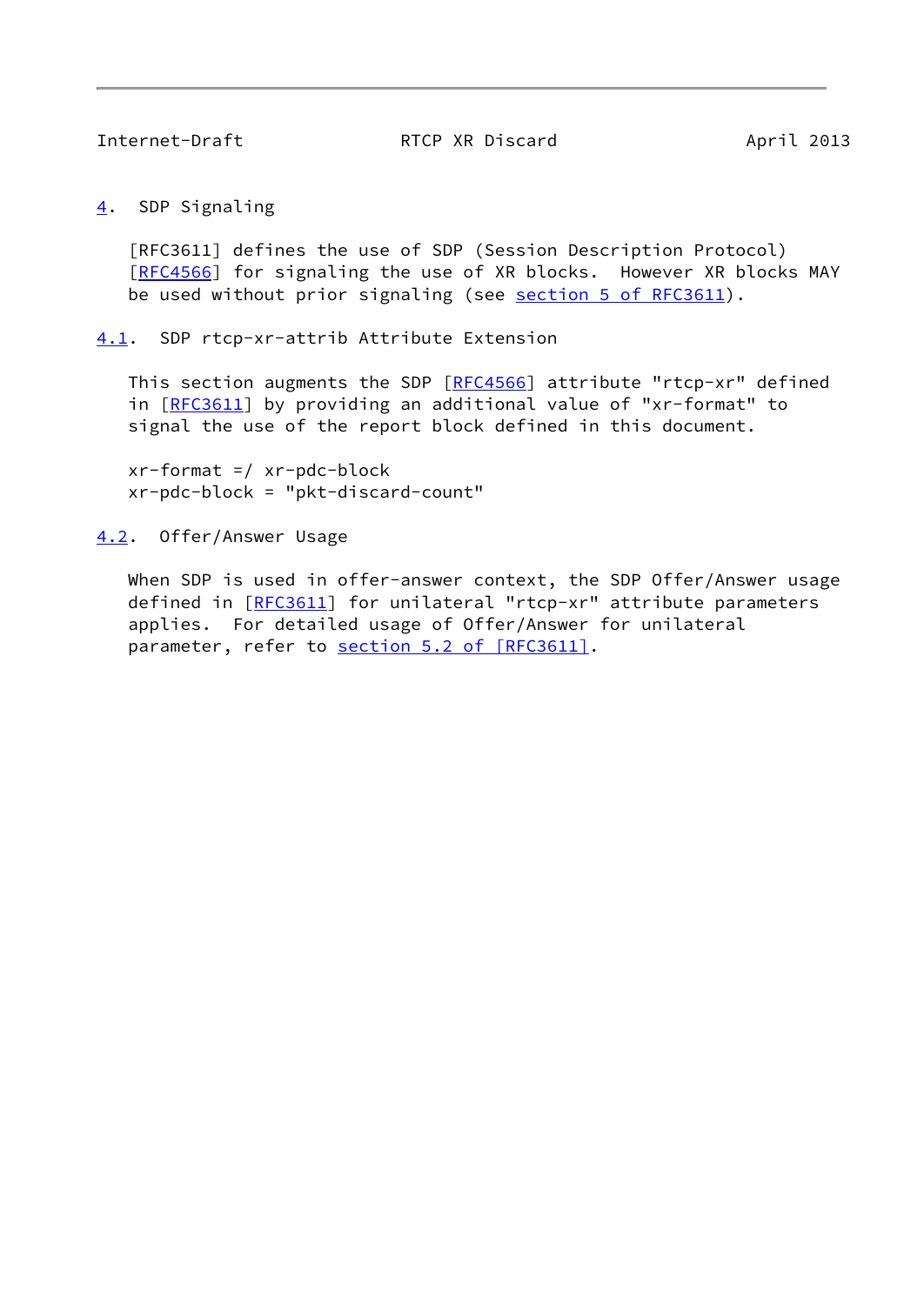# 4. SDP Signaling

[RFC3611] defines the use of SDP (Session Description Protocol) [RFC4566] for signaling the use of XR blocks. However XR blocks MAY be used without prior signaling (see section 5 of RFC3611).

## 4.1. SDP rtcp-xr-attrib Attribute Extension

This section augments the SDP [RFC4566] attribute "rtcp-xr" defined in [RFC3611] by providing an additional value of "xr-format" to signal the use of the report block defined in this document.

```
xr-format =/ xr-pdc-block
xr-pdc-block = "pkt-discard-count"
```

## 4.2. Offer/Answer Usage

When SDP is used in offer-answer context, the SDP Offer/Answer usage defined in [RFC3611] for unilateral "rtcp-xr" attribute parameters applies. For detailed usage of Offer/Answer for unilateral parameter, refer to section 5.2 of [RFC3611].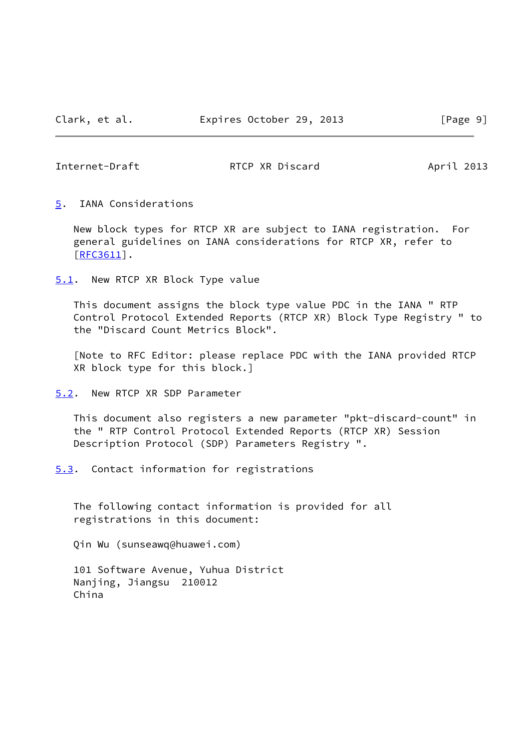## 5. IANA Considerations

New block types for RTCP XR are subject to IANA registration. For general guidelines on IANA considerations for RTCP XR, refer to [RFC3611].

### 5.1. New RTCP XR Block Type value

This document assigns the block type value PDC in the IANA " RTP Control Protocol Extended Reports (RTCP XR) Block Type Registry " to the "Discard Count Metrics Block".

[Note to RFC Editor: please replace PDC with the IANA provided RTCP XR block type for this block.]

### 5.2. New RTCP XR SDP Parameter

This document also registers a new parameter "pkt-discard-count" in the " RTP Control Protocol Extended Reports (RTCP XR) Session Description Protocol (SDP) Parameters Registry ".

### 5.3. Contact information for registrations

The following contact information is provided for all registrations in this document:

Qin Wu (sunseawq@huawei.com)

101 Software Avenue, Yuhua District
Nanjing, Jiangsu 210012
China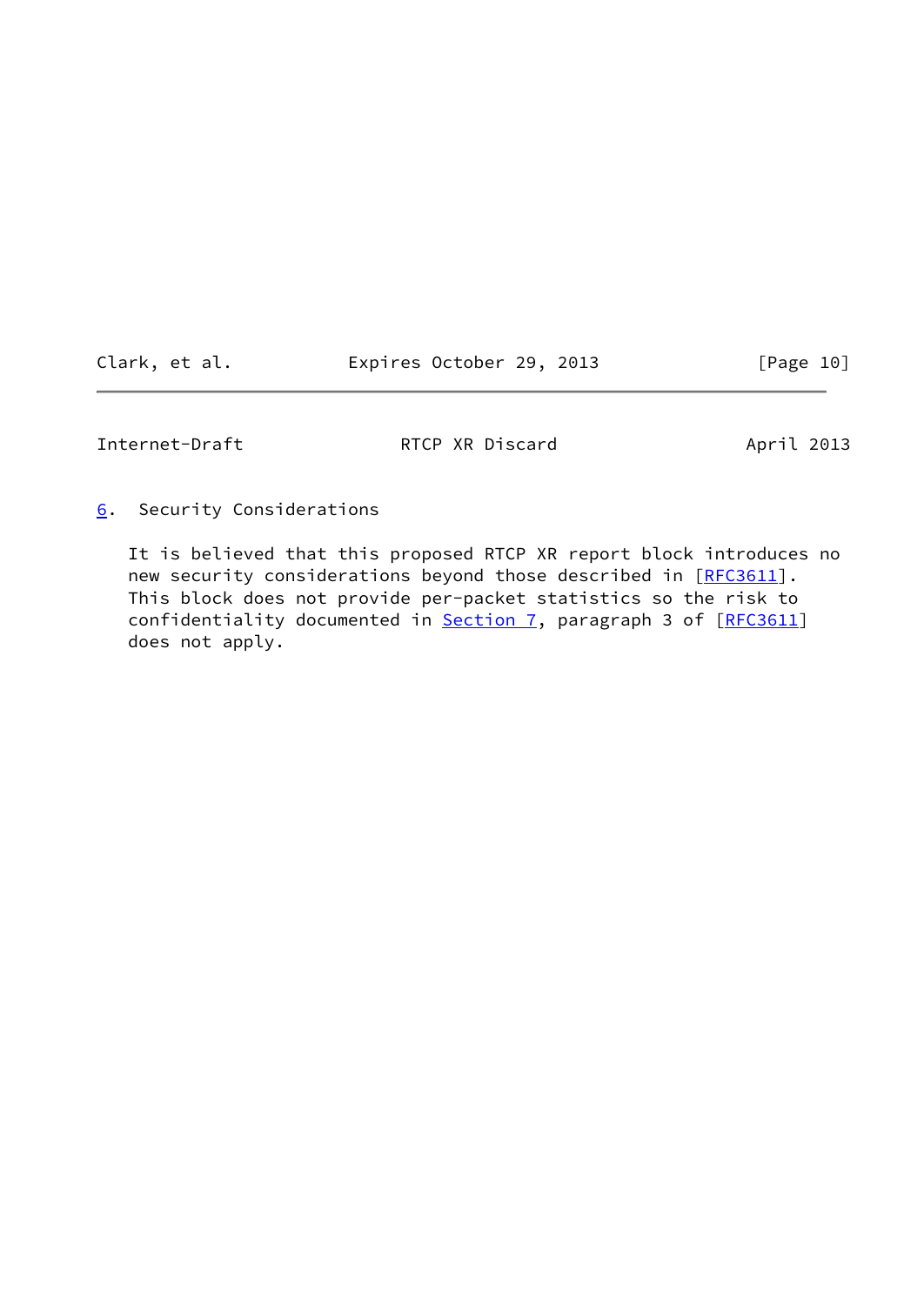## 6. Security Considerations

It is believed that this proposed RTCP XR report block introduces no new security considerations beyond those described in [RFC3611]. This block does not provide per-packet statistics so the risk to confidentiality documented in Section 7, paragraph 3 of [RFC3611] does not apply.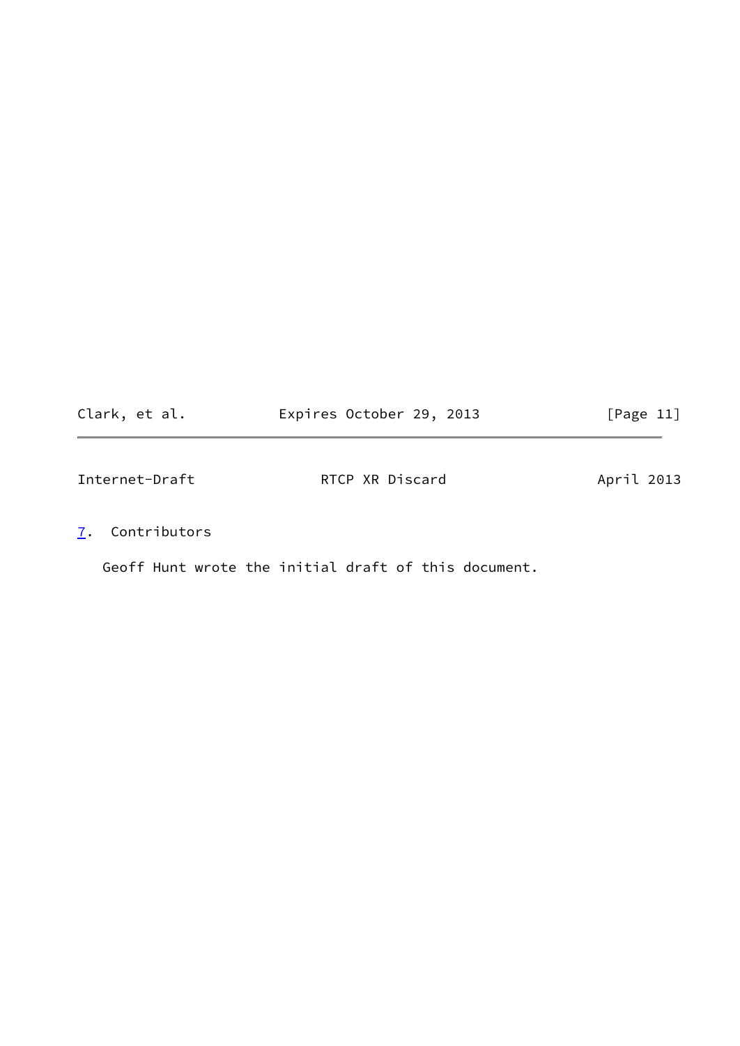## 7. Contributors

Geoff Hunt wrote the initial draft of this document.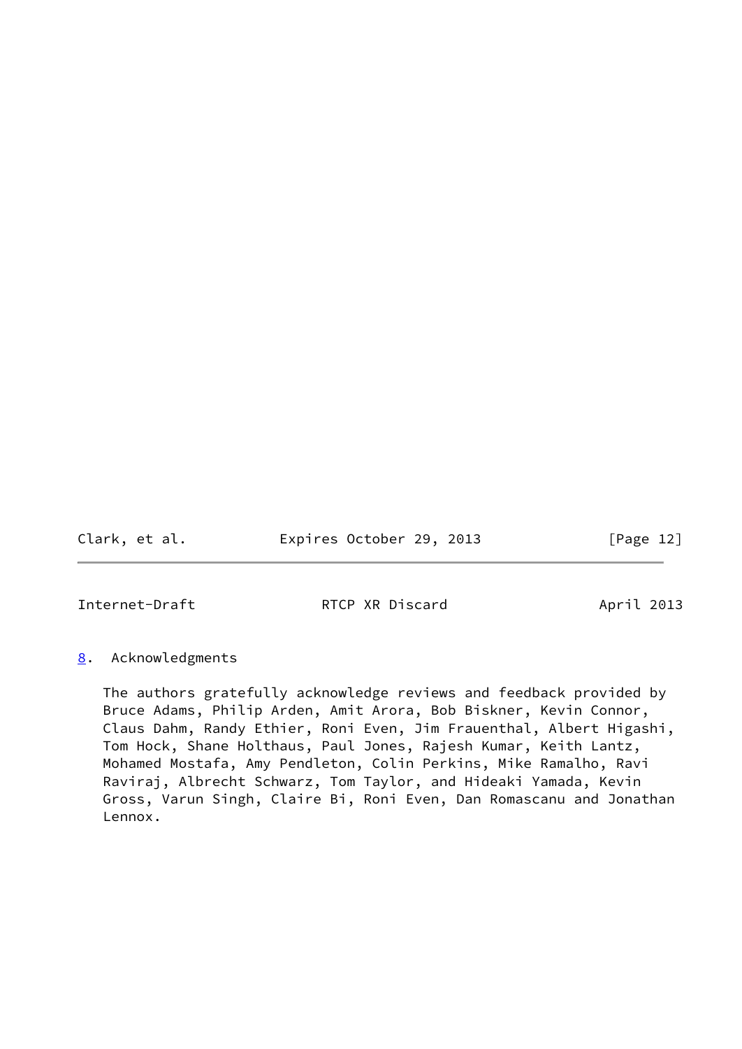## 8. Acknowledgments

The authors gratefully acknowledge reviews and feedback provided by Bruce Adams, Philip Arden, Amit Arora, Bob Biskner, Kevin Connor, Claus Dahm, Randy Ethier, Roni Even, Jim Frauenthal, Albert Higashi, Tom Hock, Shane Holthaus, Paul Jones, Rajesh Kumar, Keith Lantz, Mohamed Mostafa, Amy Pendleton, Colin Perkins, Mike Ramalho, Ravi Raviraj, Albrecht Schwarz, Tom Taylor, and Hideaki Yamada, Kevin Gross, Varun Singh, Claire Bi, Roni Even, Dan Romascanu and Jonathan Lennox.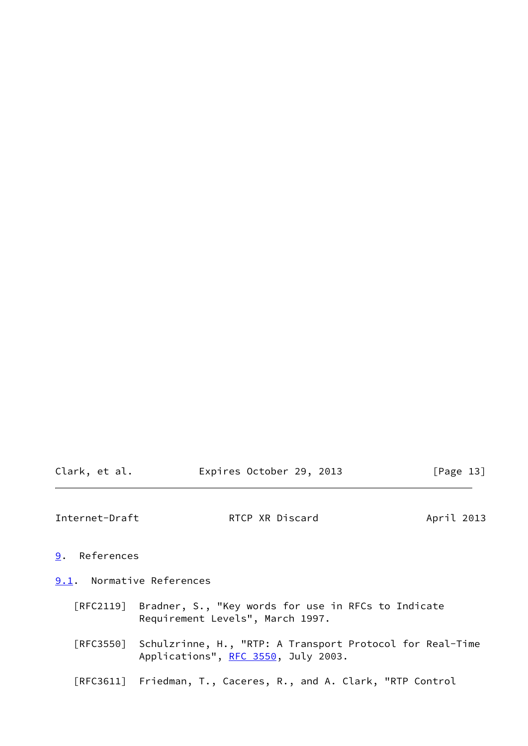## 9. References

### 9.1. Normative References

[RFC2119] Bradner, S., "Key words for use in RFCs to Indicate Requirement Levels", March 1997.

[RFC3550] Schulzrinne, H., "RTP: A Transport Protocol for Real-Time Applications", RFC 3550, July 2003.

[RFC3611] Friedman, T., Caceres, R., and A. Clark, "RTP Control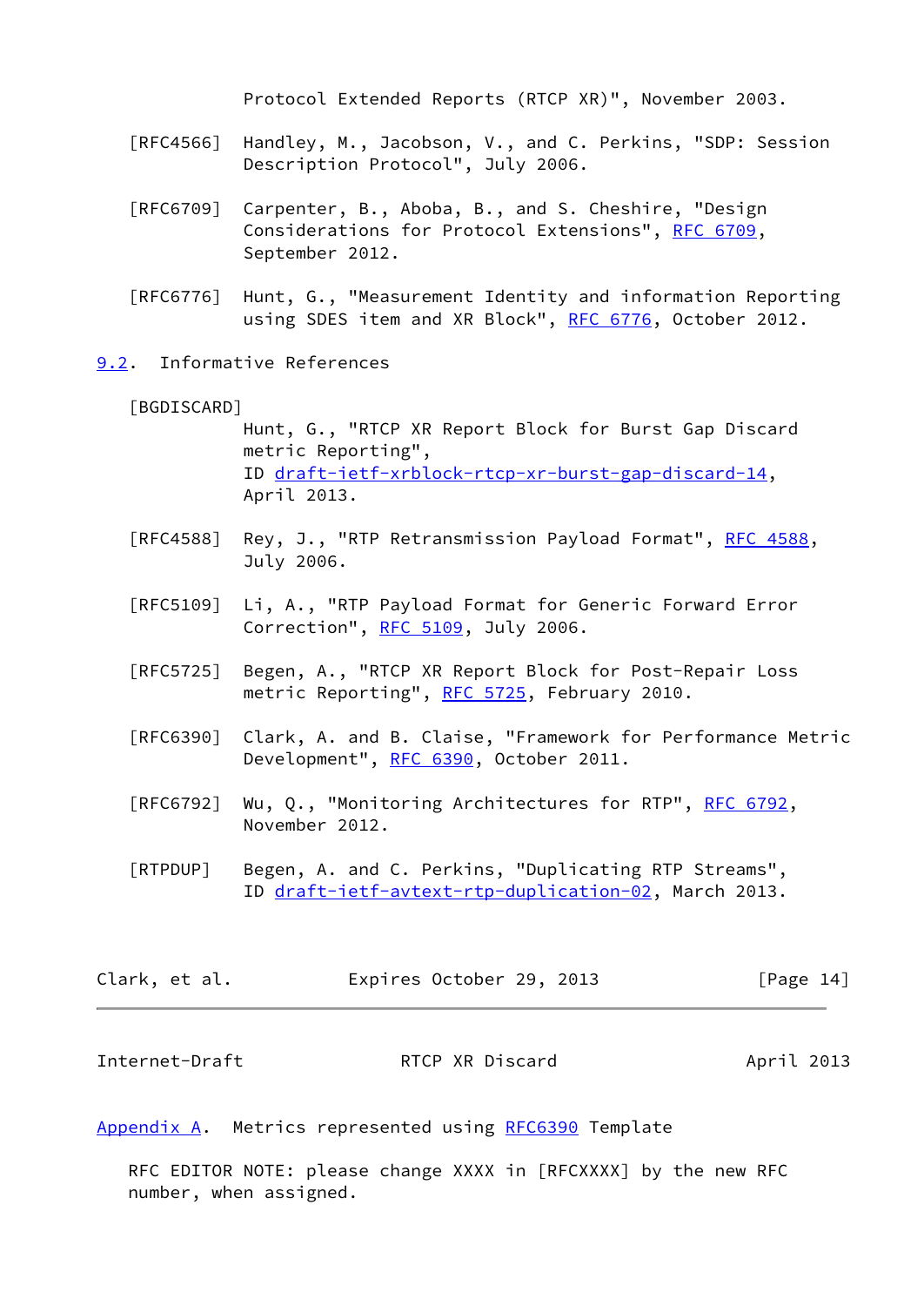Protocol Extended Reports (RTCP XR)", November 2003.

[RFC4566] Handley, M., Jacobson, V., and C. Perkins, "SDP: Session Description Protocol", July 2006.

[RFC6709] Carpenter, B., Aboba, B., and S. Cheshire, "Design Considerations for Protocol Extensions", RFC 6709, September 2012.

[RFC6776] Hunt, G., "Measurement Identity and information Reporting using SDES item and XR Block", RFC 6776, October 2012.

## 9.2. Informative References

[BGDISCARD] Hunt, G., "RTCP XR Report Block for Burst Gap Discard metric Reporting", ID draft-ietf-xrblock-rtcp-xr-burst-gap-discard-14, April 2013.

[RFC4588] Rey, J., "RTP Retransmission Payload Format", RFC 4588, July 2006.

[RFC5109] Li, A., "RTP Payload Format for Generic Forward Error Correction", RFC 5109, July 2006.

[RFC5725] Begen, A., "RTCP XR Report Block for Post-Repair Loss metric Reporting", RFC 5725, February 2010.

[RFC6390] Clark, A. and B. Claise, "Framework for Performance Metric Development", RFC 6390, October 2011.

[RFC6792] Wu, Q., "Monitoring Architectures for RTP", RFC 6792, November 2012.

[RTPDUP] Begen, A. and C. Perkins, "Duplicating RTP Streams", ID draft-ietf-avtext-rtp-duplication-02, March 2013.

## Appendix A. Metrics represented using RFC6390 Template

RFC EDITOR NOTE: please change XXXX in [RFCXXXX] by the new RFC number, when assigned.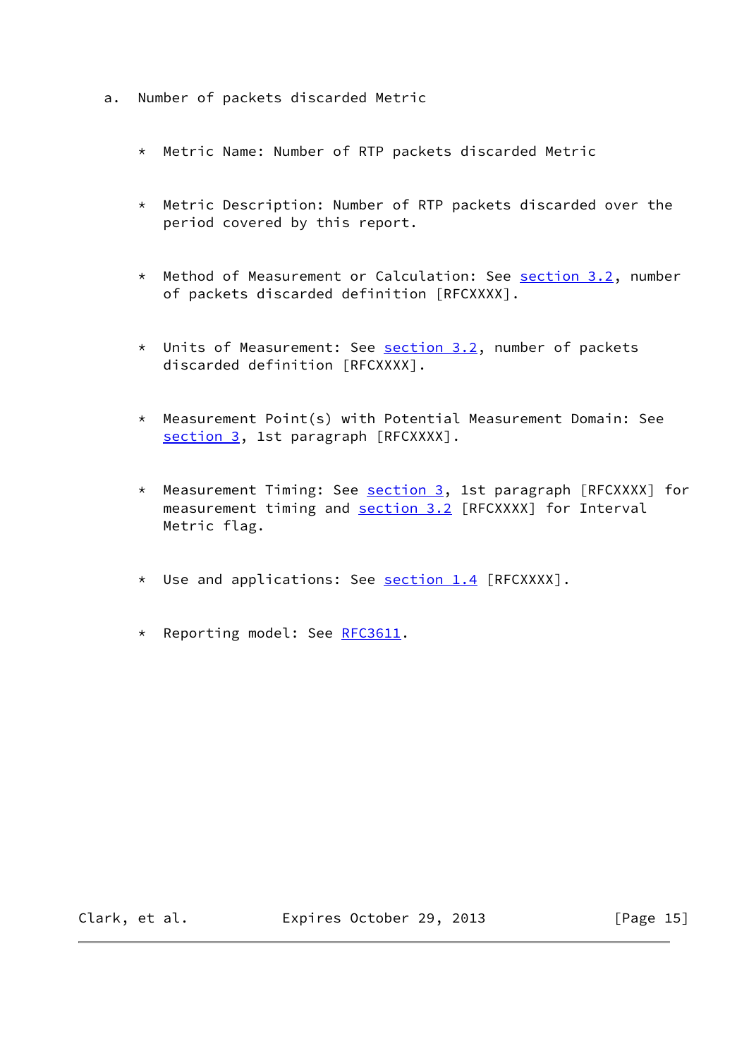a. Number of packets discarded Metric

   * Metric Name: Number of RTP packets discarded Metric

   * Metric Description: Number of RTP packets discarded over the period covered by this report.

   * Method of Measurement or Calculation: See section 3.2, number of packets discarded definition [RFCXXXX].

   * Units of Measurement: See section 3.2, number of packets discarded definition [RFCXXXX].

   * Measurement Point(s) with Potential Measurement Domain: See section 3, 1st paragraph [RFCXXXX].

   * Measurement Timing: See section 3, 1st paragraph [RFCXXXX] for measurement timing and section 3.2 [RFCXXXX] for Interval Metric flag.

   * Use and applications: See section 1.4 [RFCXXXX].

   * Reporting model: See RFC3611.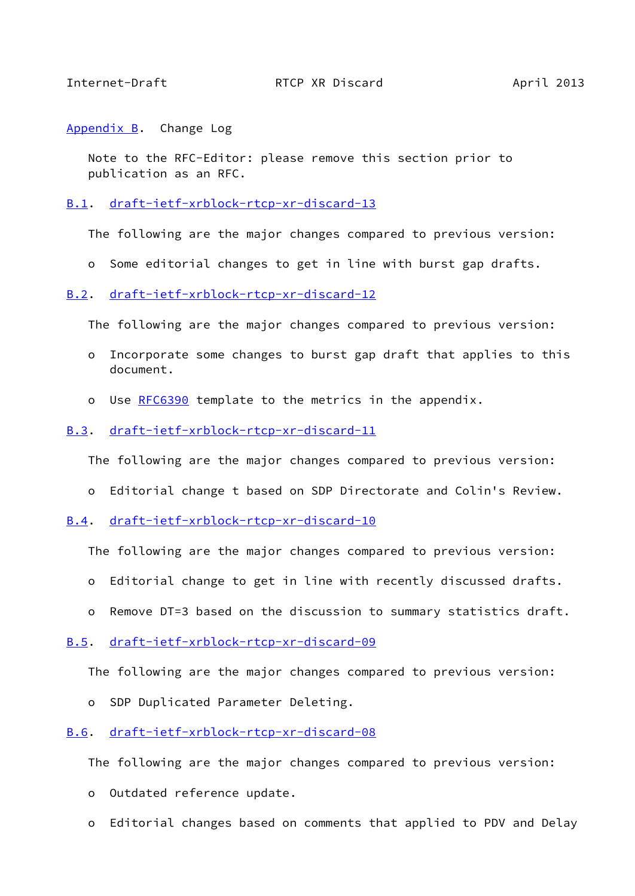## Appendix B. Change Log

Note to the RFC-Editor: please remove this section prior to publication as an RFC.

### B.1. draft-ietf-xrblock-rtcp-xr-discard-13

The following are the major changes compared to previous version:

- Some editorial changes to get in line with burst gap drafts.

### B.2. draft-ietf-xrblock-rtcp-xr-discard-12

The following are the major changes compared to previous version:

- Incorporate some changes to burst gap draft that applies to this document.
- Use RFC6390 template to the metrics in the appendix.

### B.3. draft-ietf-xrblock-rtcp-xr-discard-11

The following are the major changes compared to previous version:

- Editorial change t based on SDP Directorate and Colin's Review.

### B.4. draft-ietf-xrblock-rtcp-xr-discard-10

The following are the major changes compared to previous version:

- Editorial change to get in line with recently discussed drafts.
- Remove DT=3 based on the discussion to summary statistics draft.

### B.5. draft-ietf-xrblock-rtcp-xr-discard-09

The following are the major changes compared to previous version:

- SDP Duplicated Parameter Deleting.

### B.6. draft-ietf-xrblock-rtcp-xr-discard-08

The following are the major changes compared to previous version:

- Outdated reference update.
- Editorial changes based on comments that applied to PDV and Delay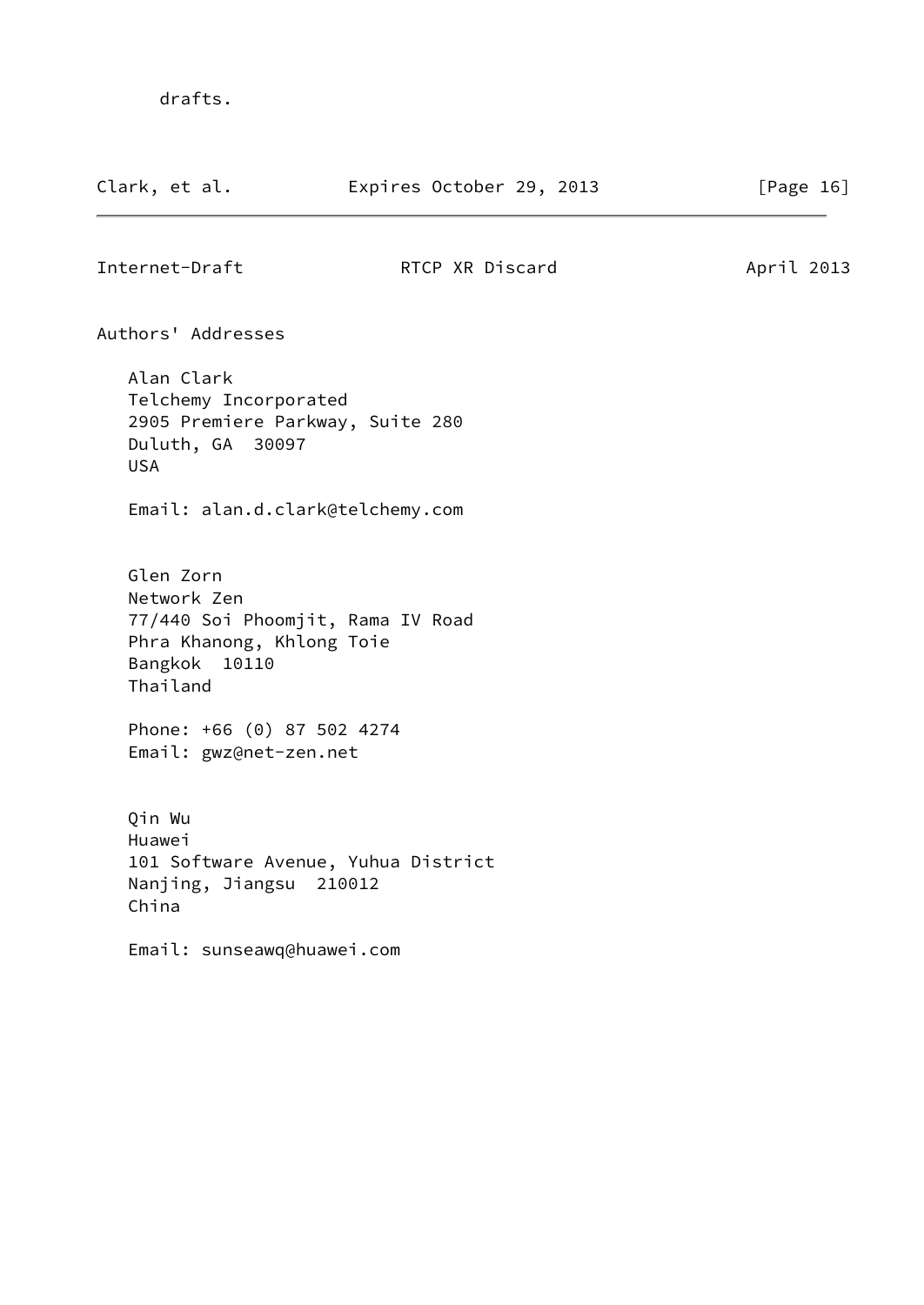drafts.

## Authors' Addresses

Alan Clark
Telchemy Incorporated
2905 Premiere Parkway, Suite 280
Duluth, GA 30097
USA

Email: alan.d.clark@telchemy.com

Glen Zorn
Network Zen
77/440 Soi Phoomjit, Rama IV Road
Phra Khanong, Khlong Toie
Bangkok 10110
Thailand

Phone: +66 (0) 87 502 4274
Email: gwz@net-zen.net

Qin Wu
Huawei
101 Software Avenue, Yuhua District
Nanjing, Jiangsu 210012
China

Email: sunseawq@huawei.com